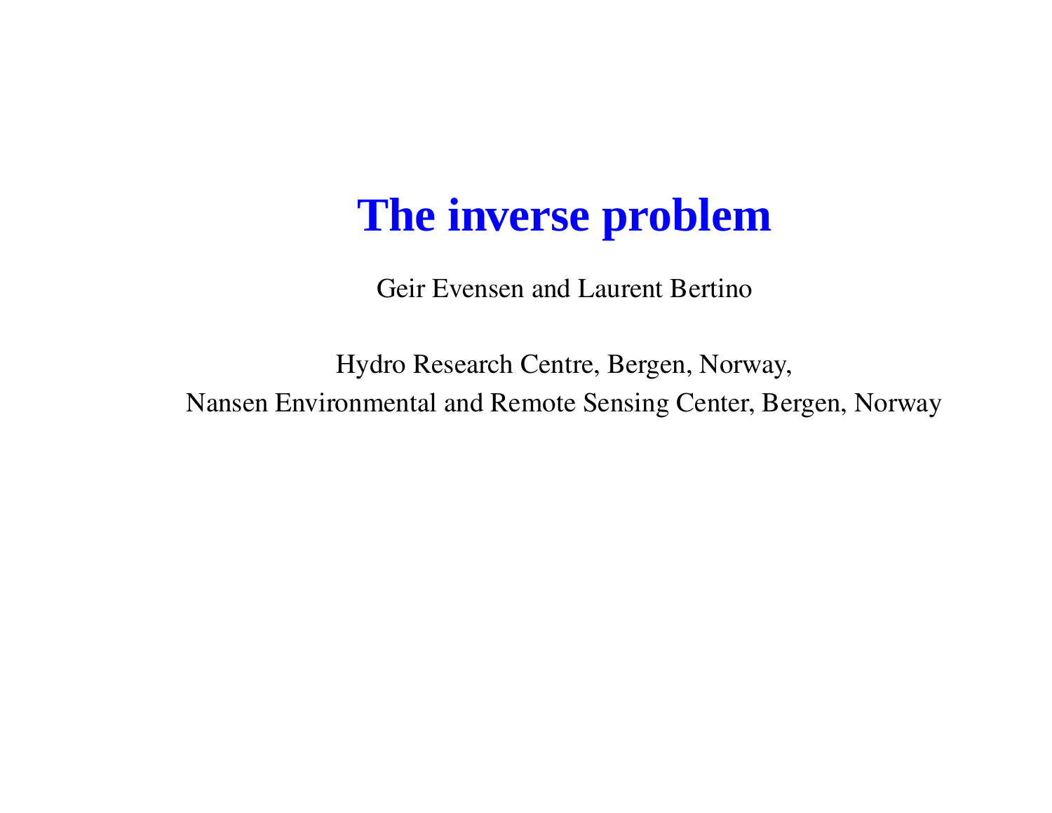# The inverse problem

Geir Evensen and Laurent Bertino

Hydro Research Centre, Bergen, Norway,

Nansen Environmental and Remote Sensing Center, Bergen, Norway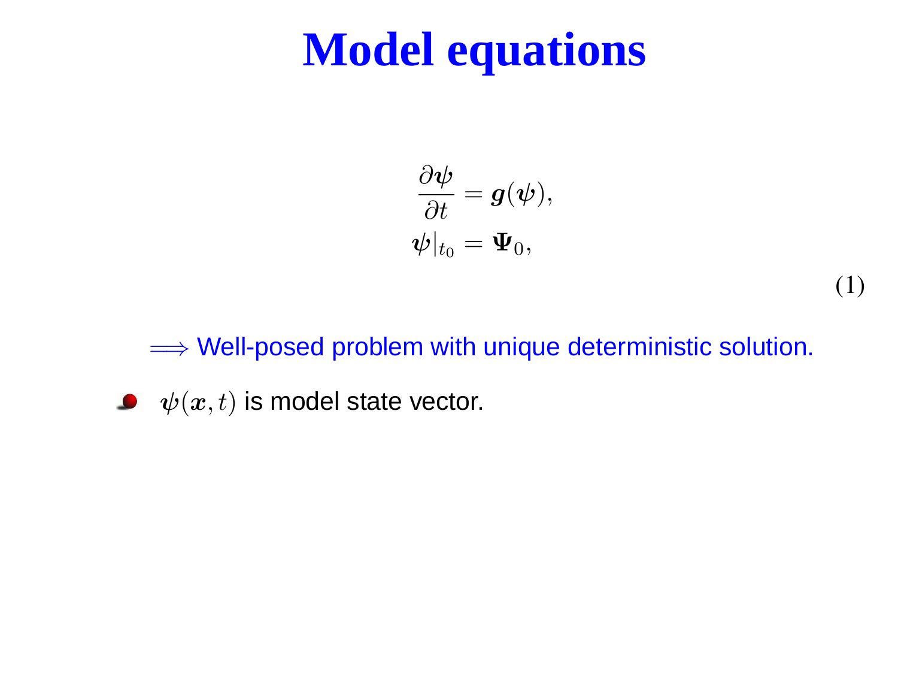# Model equations

$$
\begin{aligned}
\frac{\partial \boldsymbol{\psi}}{\partial t} &= \boldsymbol{g}(\boldsymbol{\psi}), \\
\boldsymbol{\psi}|_{t_0} &= \boldsymbol{\Psi}_0,
\end{aligned}
\tag{1}
$$

$\Longrightarrow$ Well-posed problem with unique deterministic solution.

- $\boldsymbol{\psi}(\boldsymbol{x}, t)$ is model state vector.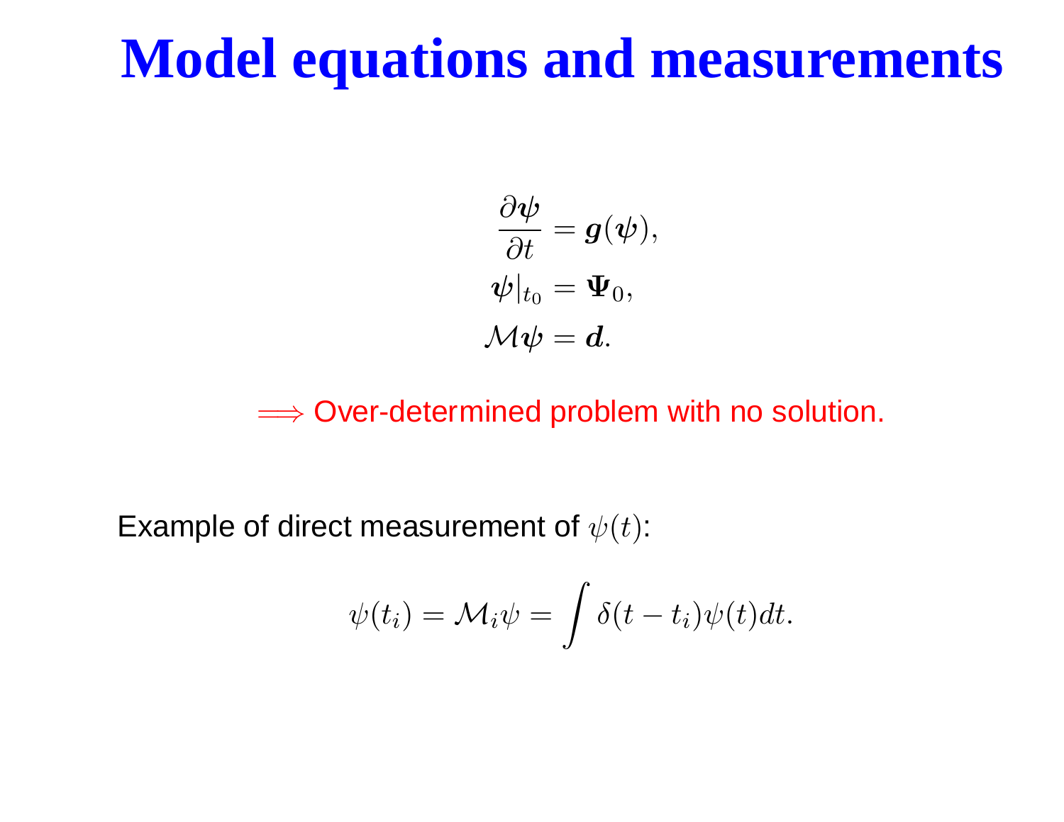# Model equations and measurements

$$
\begin{aligned}
\frac{\partial \boldsymbol{\psi}}{\partial t} &= \boldsymbol{g}(\boldsymbol{\psi}), \\
\boldsymbol{\psi}|_{t_0} &= \boldsymbol{\Psi}_0, \\
\mathcal{M}\boldsymbol{\psi} &= \boldsymbol{d}.
\end{aligned}
$$

$\Longrightarrow$ Over-determined problem with no solution.

Example of direct measurement of $\psi(t)$:

$$
\psi(t_i) = \mathcal{M}_i \psi = \int \delta(t - t_i)\psi(t)dt.
$$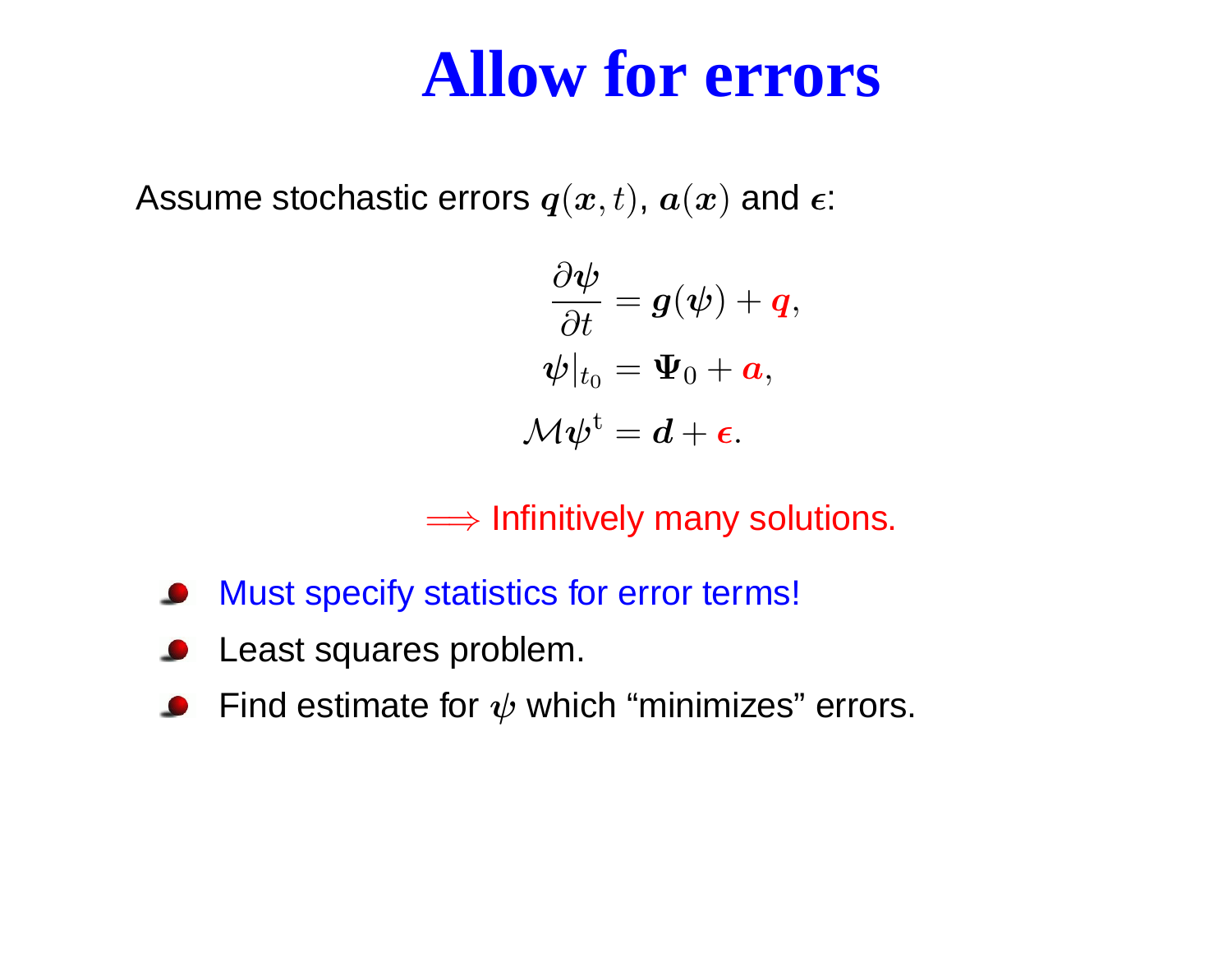# Allow for errors

Assume stochastic errors $\boldsymbol{q}(\boldsymbol{x}, t)$, $\boldsymbol{a}(\boldsymbol{x})$ and $\boldsymbol{\epsilon}$:

$$
\begin{aligned}
\frac{\partial \boldsymbol{\psi}}{\partial t} &= \boldsymbol{g}(\boldsymbol{\psi}) + \boldsymbol{q}, \\
\boldsymbol{\psi}|_{t_0} &= \boldsymbol{\Psi}_0 + \boldsymbol{a}, \\
\mathcal{M}\boldsymbol{\psi}^{\mathrm{t}} &= \boldsymbol{d} + \boldsymbol{\epsilon}.
\end{aligned}
$$

$\Longrightarrow$ Infinitively many solutions.

- Must specify statistics for error terms!
- Least squares problem.
- Find estimate for $\boldsymbol{\psi}$ which "minimizes" errors.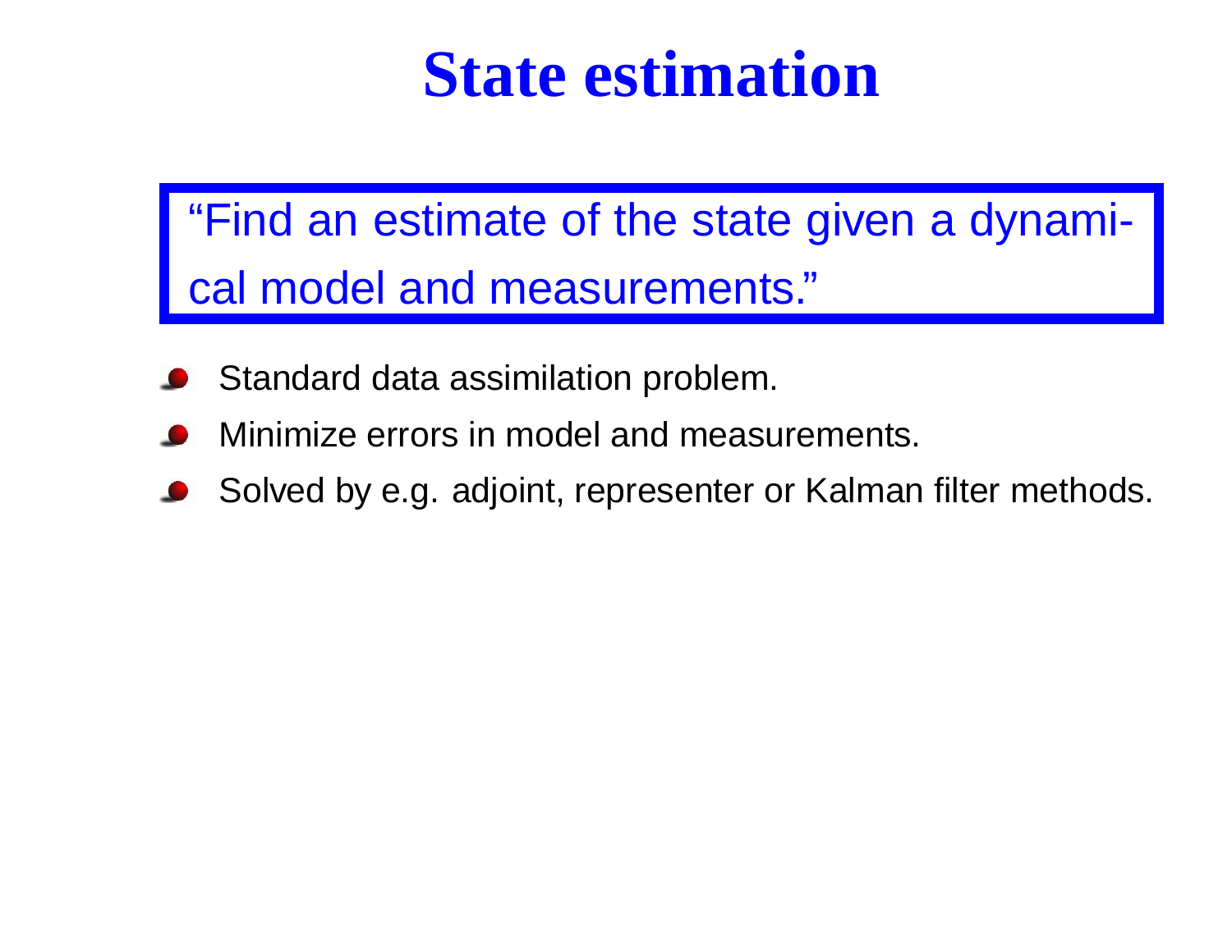# State estimation

> “Find an estimate of the state given a dynamical model and measurements.”

- Standard data assimilation problem.
- Minimize errors in model and measurements.
- Solved by e.g. adjoint, representer or Kalman filter methods.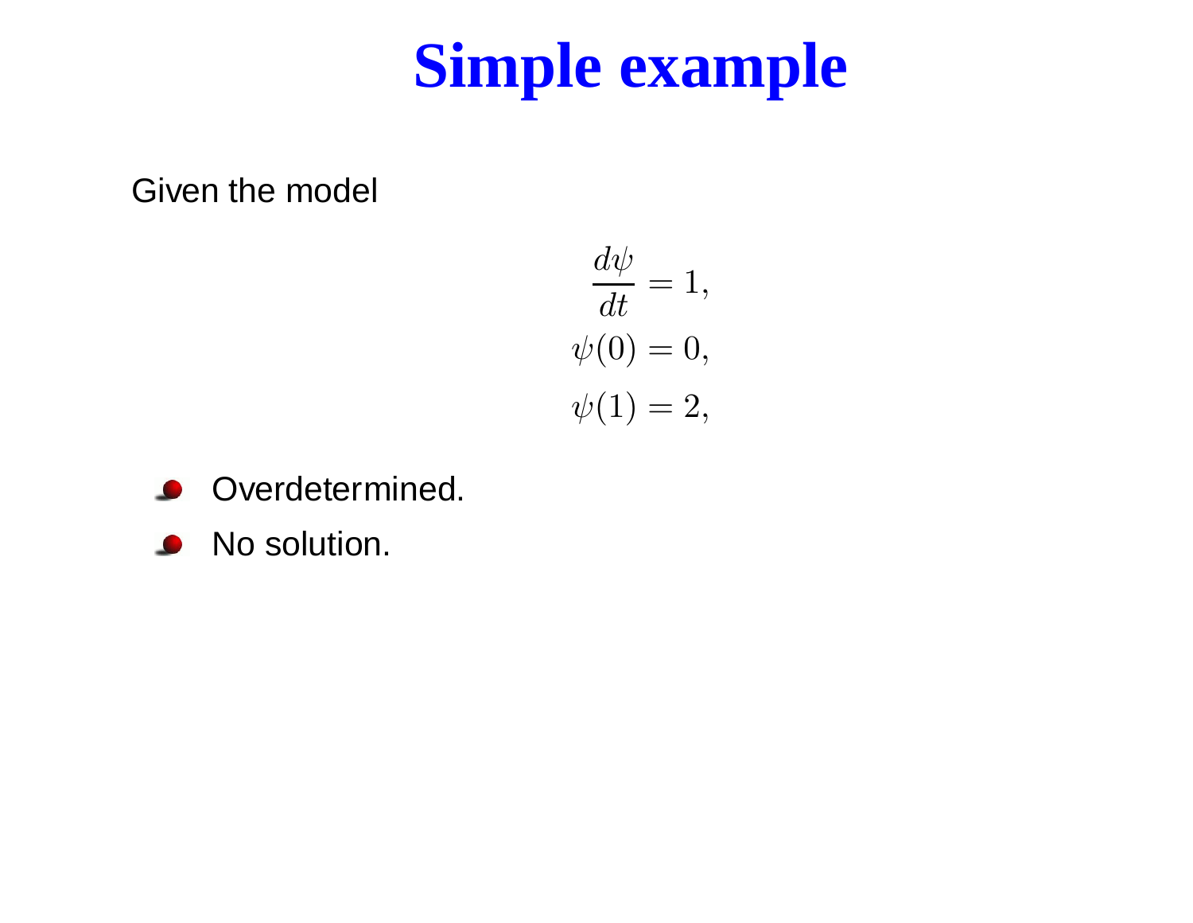# Simple example

Given the model

$$
\begin{aligned}
\frac{d\psi}{dt} &= 1, \\
\psi(0) &= 0, \\
\psi(1) &= 2,
\end{aligned}
$$

- Overdetermined.
- No solution.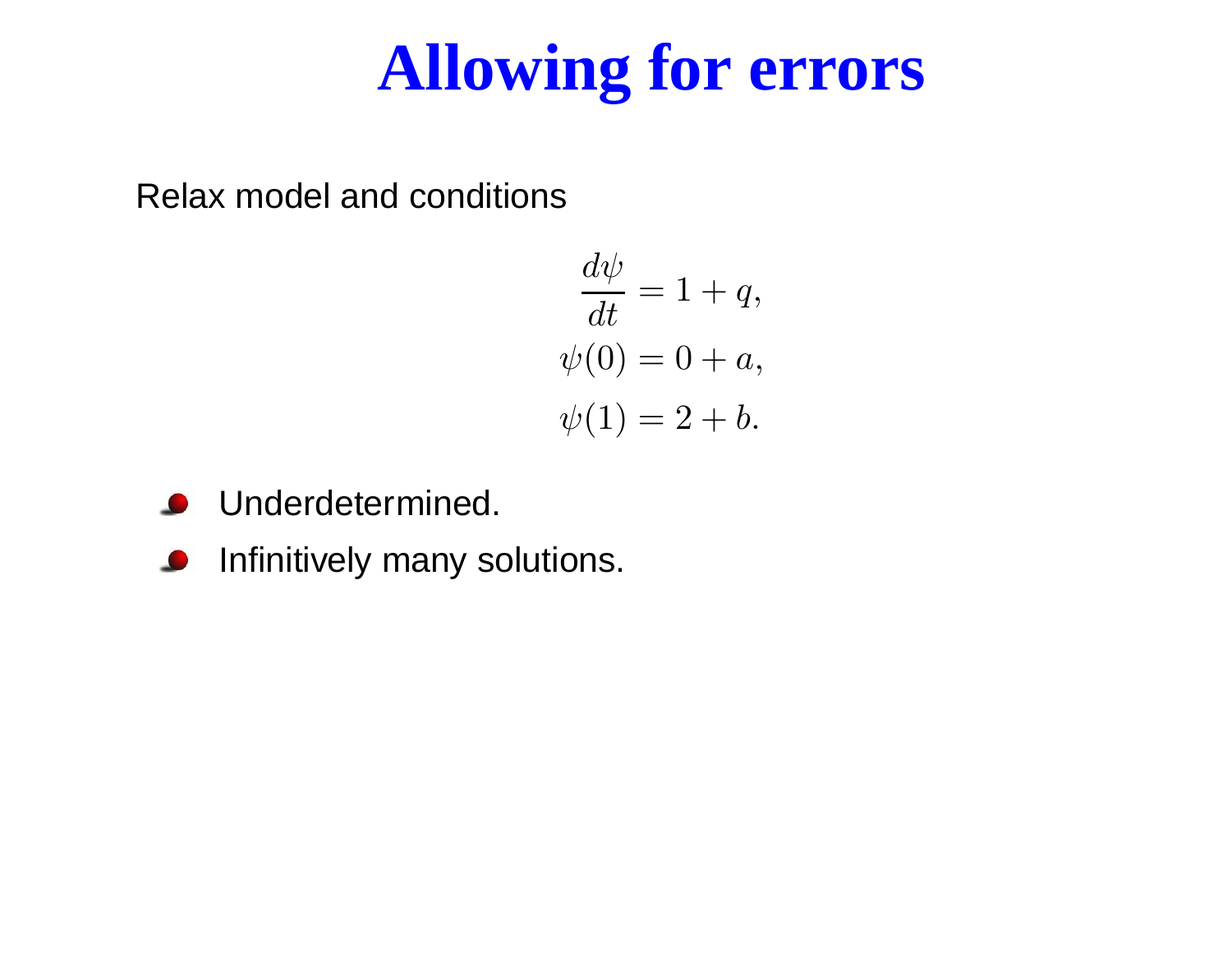# Allowing for errors

Relax model and conditions

$$
\begin{aligned}
\frac{d\psi}{dt} &= 1 + q, \\
\psi(0) &= 0 + a, \\
\psi(1) &= 2 + b.
\end{aligned}
$$

- Underdetermined.
- Infinitively many solutions.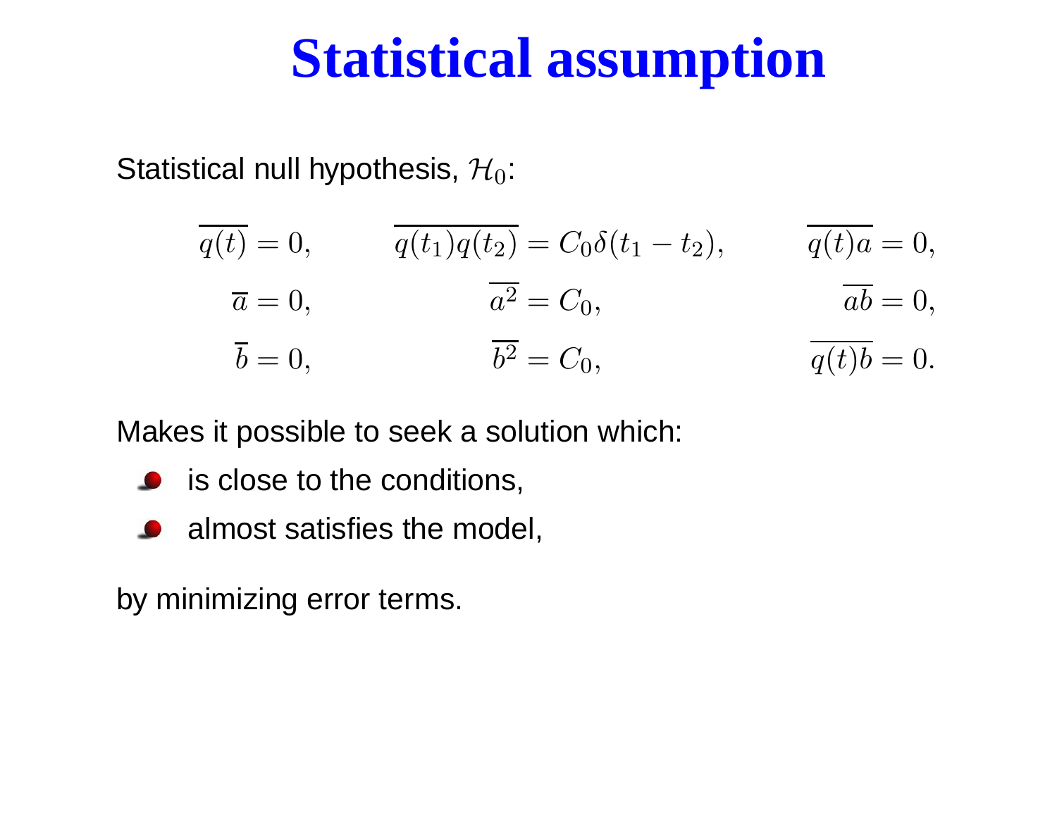# Statistical assumption

Statistical null hypothesis, $\mathcal{H}_0$:

$$
\begin{aligned}
\overline{q(t)} &= 0, & \overline{q(t_1)q(t_2)} &= C_0\delta(t_1 - t_2), & \overline{q(t)a} &= 0, \\
\overline{a} &= 0, & \overline{a^2} &= C_0, & \overline{ab} &= 0, \\
\overline{b} &= 0, & \overline{b^2} &= C_0, & \overline{q(t)b} &= 0.
\end{aligned}
$$

Makes it possible to seek a solution which:

- is close to the conditions,
- almost satisfies the model,

by minimizing error terms.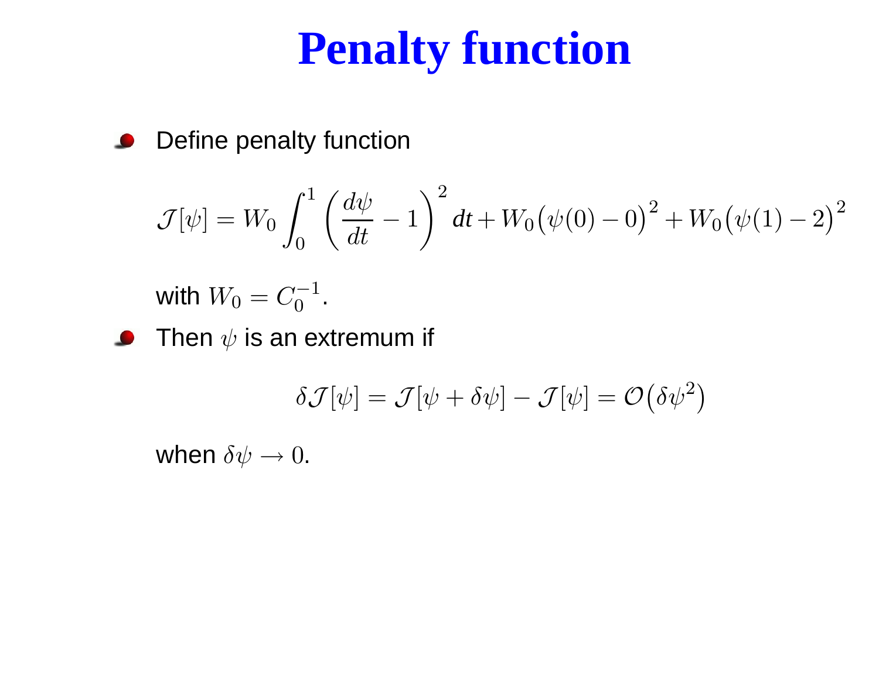# Penalty function

- Define penalty function

$$\mathcal{J}[\psi] = W_0 \int_0^1 \left( \frac{d\psi}{dt} - 1 \right)^2 dt + W_0 \big(\psi(0) - 0\big)^2 + W_0 \big(\psi(1) - 2\big)^2$$

  with $W_0 = C_0^{-1}$.

- Then $\psi$ is an extremum if

$$\delta \mathcal{J}[\psi] = \mathcal{J}[\psi + \delta\psi] - \mathcal{J}[\psi] = \mathcal{O}\big(\delta\psi^2\big)$$

  when $\delta\psi \to 0$.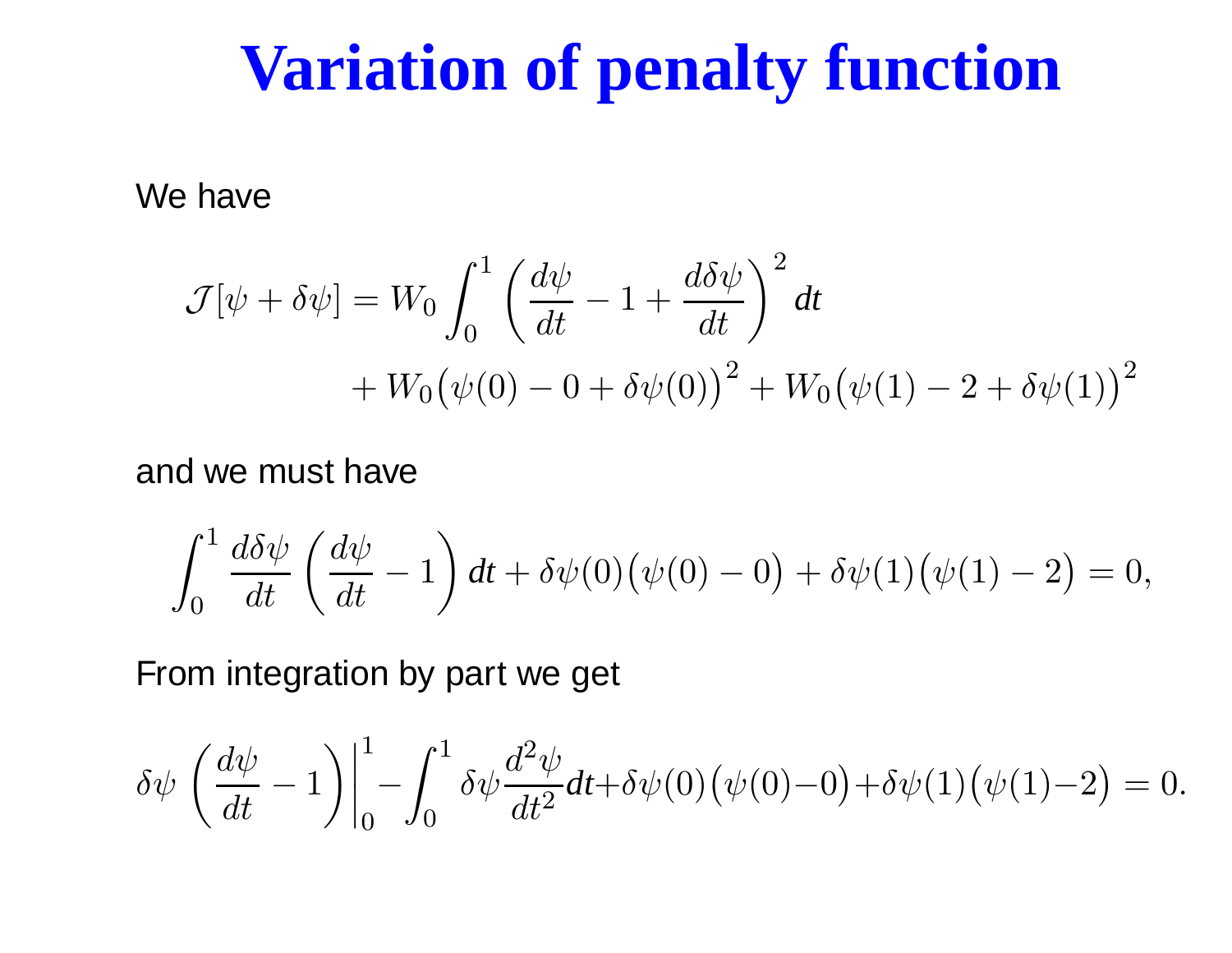# Variation of penalty function

We have

$$\mathcal{J}[\psi + \delta\psi] = W_0 \int_0^1 \left( \frac{d\psi}{dt} - 1 + \frac{d\delta\psi}{dt} \right)^2 dt$$
$$+ W_0 \big( \psi(0) - 0 + \delta\psi(0) \big)^2 + W_0 \big( \psi(1) - 2 + \delta\psi(1) \big)^2$$

and we must have

$$\int_0^1 \frac{d\delta\psi}{dt} \left( \frac{d\psi}{dt} - 1 \right) dt + \delta\psi(0) \big( \psi(0) - 0 \big) + \delta\psi(1) \big( \psi(1) - 2 \big) = 0,$$

From integration by part we get

$$\delta\psi \left( \frac{d\psi}{dt} - 1 \right) \bigg|_0^1 - \int_0^1 \delta\psi \frac{d^2\psi}{dt^2} dt + \delta\psi(0) \big( \psi(0) - 0 \big) + \delta\psi(1) \big( \psi(1) - 2 \big) = 0.$$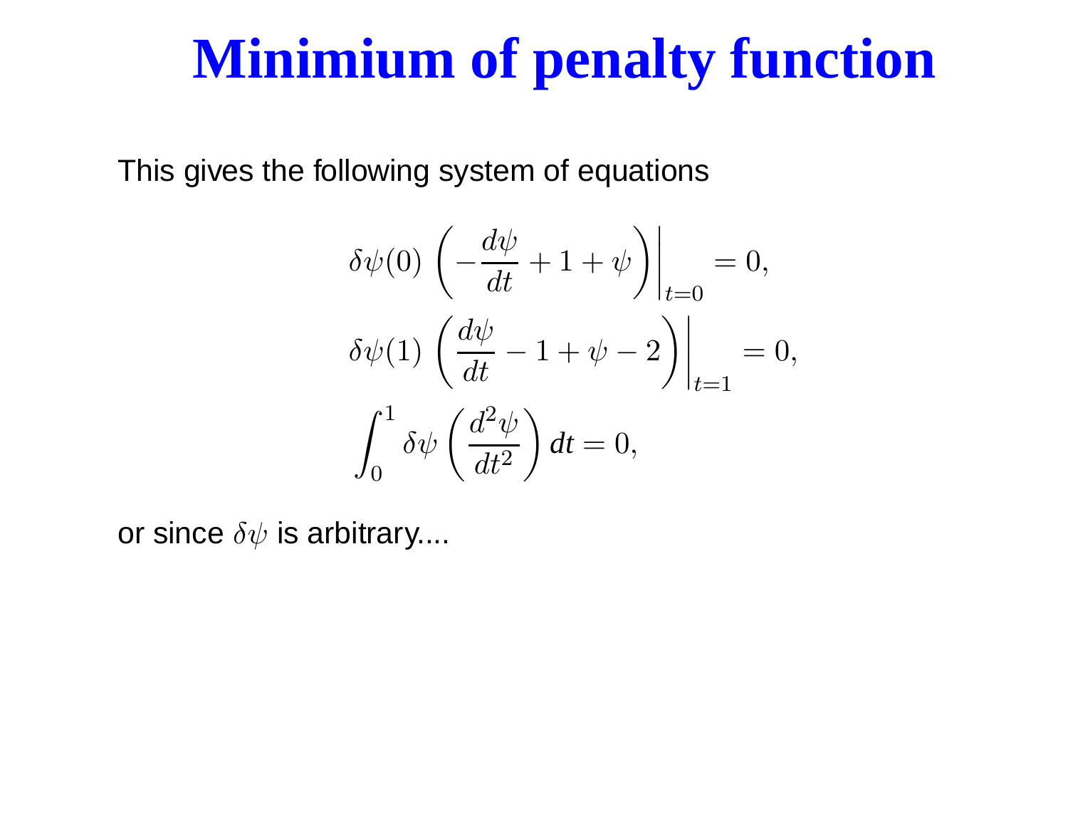# Minimium of penalty function

This gives the following system of equations

$$
\delta\psi(0)\left(-\frac{d\psi}{dt} + 1 + \psi\right)\bigg|_{t=0} = 0,
$$

$$
\delta\psi(1)\left(\frac{d\psi}{dt} - 1 + \psi - 2\right)\bigg|_{t=1} = 0,
$$

$$
\int_0^1 \delta\psi\left(\frac{d^2\psi}{dt^2}\right) dt = 0,
$$

or since $\delta\psi$ is arbitrary....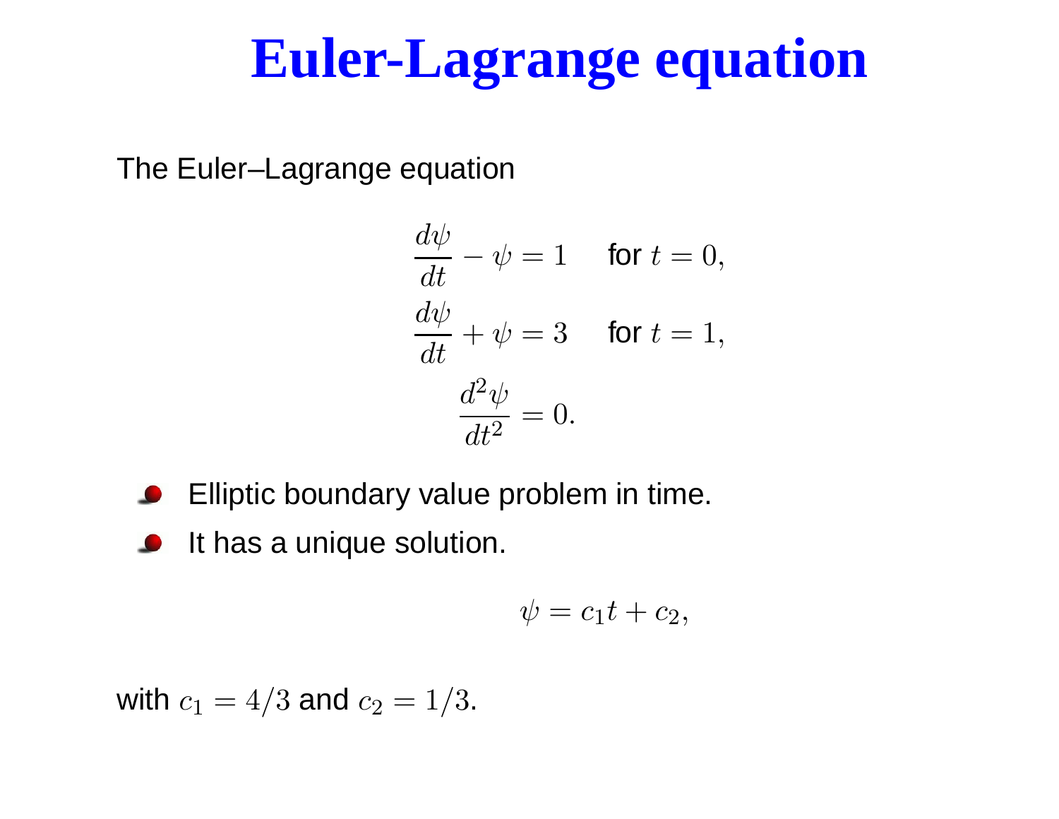# Euler-Lagrange equation

The Euler–Lagrange equation

$$
\begin{aligned}
\frac{d\psi}{dt} - \psi &= 1 \quad \text{for } t = 0, \\
\frac{d\psi}{dt} + \psi &= 3 \quad \text{for } t = 1, \\
\frac{d^2\psi}{dt^2} &= 0.
\end{aligned}
$$

- Elliptic boundary value problem in time.
- It has a unique solution.

$$
\psi = c_1 t + c_2,
$$

with $c_1 = 4/3$ and $c_2 = 1/3$.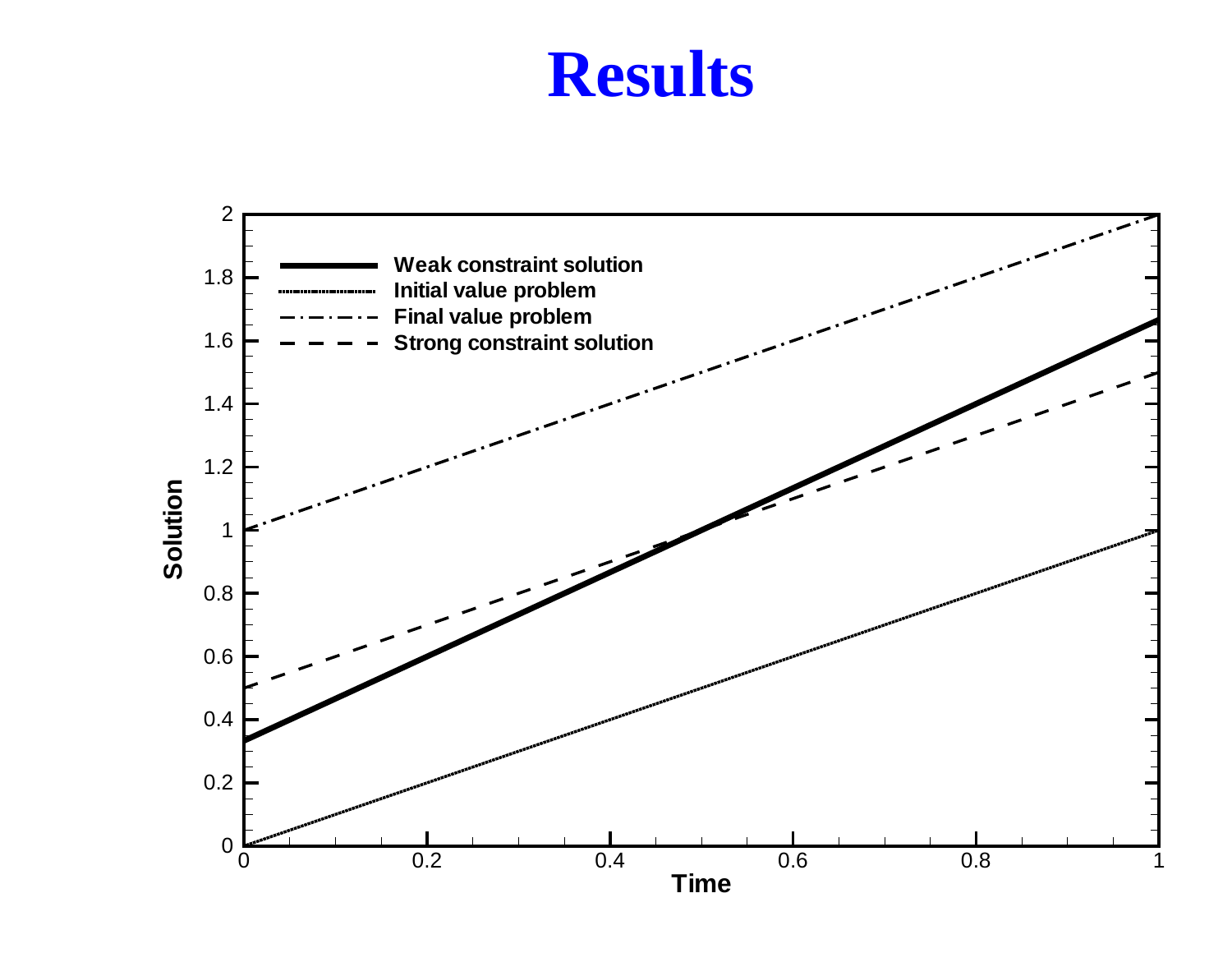# Results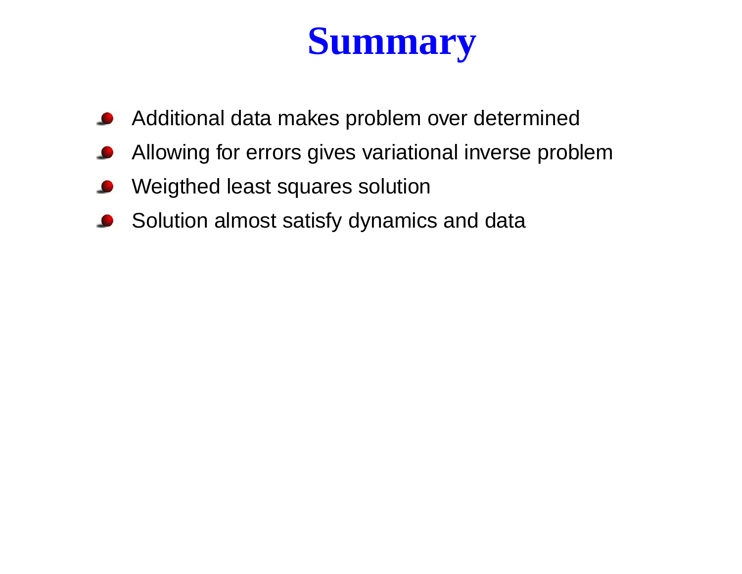# Summary

- Additional data makes problem over determined
- Allowing for errors gives variational inverse problem
- Weigthed least squares solution
- Solution almost satisfy dynamics and data